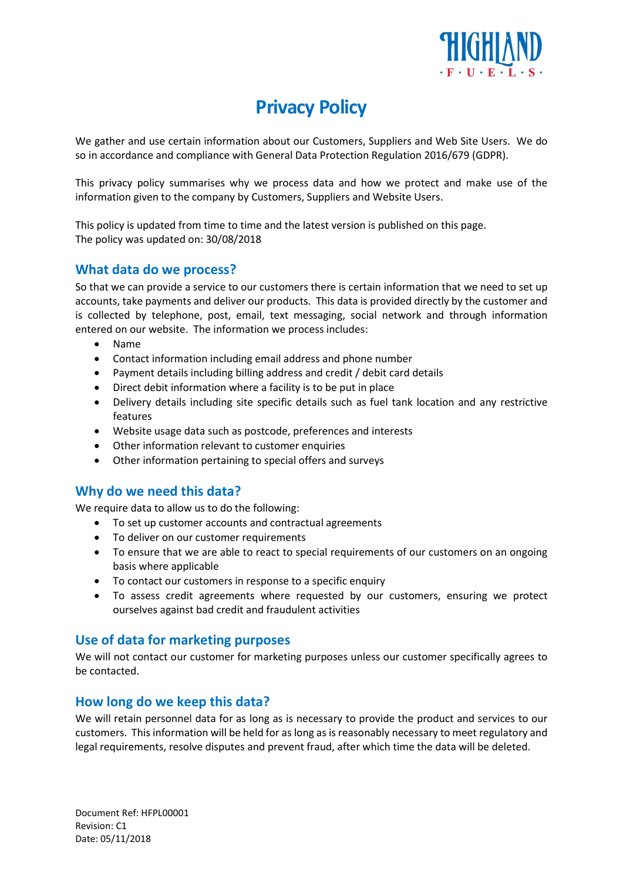HIGHLAND
F · U · E · L · S

# Privacy Policy

We gather and use certain information about our Customers, Suppliers and Web Site Users. We do so in accordance and compliance with General Data Protection Regulation 2016/679 (GDPR).

This privacy policy summarises why we process data and how we protect and make use of the information given to the company by Customers, Suppliers and Website Users.

This policy is updated from time to time and the latest version is published on this page.
The policy was updated on: 30/08/2018

## What data do we process?

So that we can provide a service to our customers there is certain information that we need to set up accounts, take payments and deliver our products. This data is provided directly by the customer and is collected by telephone, post, email, text messaging, social network and through information entered on our website. The information we process includes:

- Name
- Contact information including email address and phone number
- Payment details including billing address and credit / debit card details
- Direct debit information where a facility is to be put in place
- Delivery details including site specific details such as fuel tank location and any restrictive features
- Website usage data such as postcode, preferences and interests
- Other information relevant to customer enquiries
- Other information pertaining to special offers and surveys

## Why do we need this data?

We require data to allow us to do the following:

- To set up customer accounts and contractual agreements
- To deliver on our customer requirements
- To ensure that we are able to react to special requirements of our customers on an ongoing basis where applicable
- To contact our customers in response to a specific enquiry
- To assess credit agreements where requested by our customers, ensuring we protect ourselves against bad credit and fraudulent activities

## Use of data for marketing purposes

We will not contact our customer for marketing purposes unless our customer specifically agrees to be contacted.

## How long do we keep this data?

We will retain personnel data for as long as is necessary to provide the product and services to our customers. This information will be held for as long as is reasonably necessary to meet regulatory and legal requirements, resolve disputes and prevent fraud, after which time the data will be deleted.

Document Ref: HFPL00001
Revision: C1
Date: 05/11/2018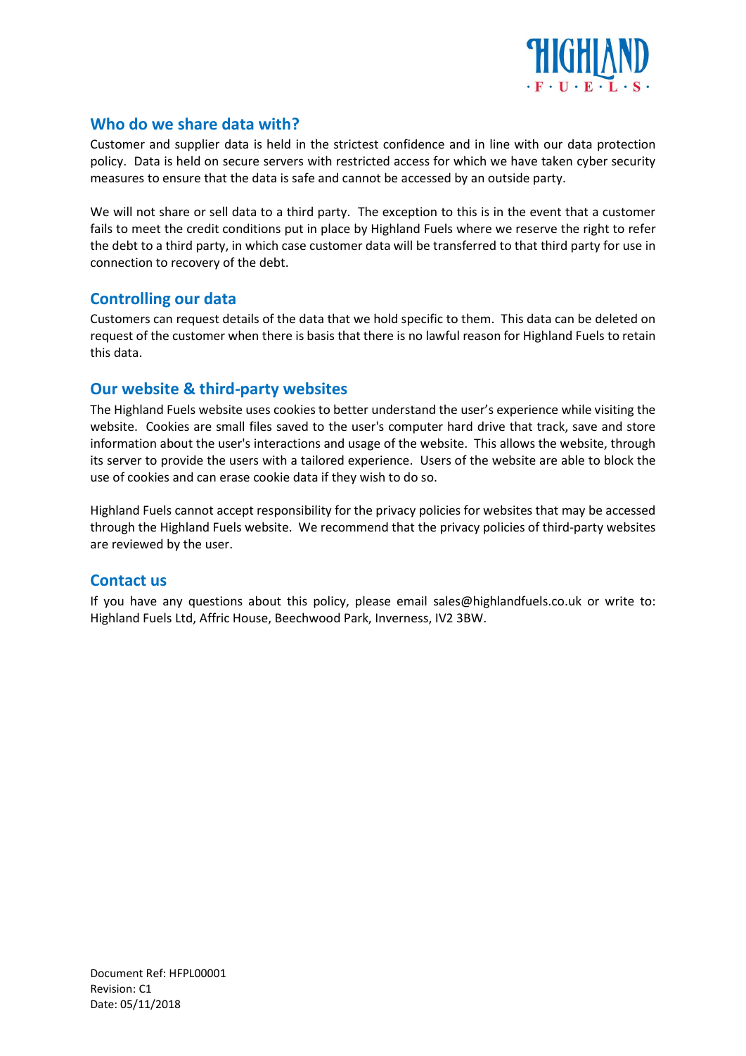## Who do we share data with?

Customer and supplier data is held in the strictest confidence and in line with our data protection policy. Data is held on secure servers with restricted access for which we have taken cyber security measures to ensure that the data is safe and cannot be accessed by an outside party.

We will not share or sell data to a third party. The exception to this is in the event that a customer fails to meet the credit conditions put in place by Highland Fuels where we reserve the right to refer the debt to a third party, in which case customer data will be transferred to that third party for use in connection to recovery of the debt.

## Controlling our data

Customers can request details of the data that we hold specific to them. This data can be deleted on request of the customer when there is basis that there is no lawful reason for Highland Fuels to retain this data.

## Our website & third-party websites

The Highland Fuels website uses cookies to better understand the user's experience while visiting the website. Cookies are small files saved to the user's computer hard drive that track, save and store information about the user's interactions and usage of the website. This allows the website, through its server to provide the users with a tailored experience. Users of the website are able to block the use of cookies and can erase cookie data if they wish to do so.

Highland Fuels cannot accept responsibility for the privacy policies for websites that may be accessed through the Highland Fuels website. We recommend that the privacy policies of third-party websites are reviewed by the user.

## Contact us

If you have any questions about this policy, please email sales@highlandfuels.co.uk or write to: Highland Fuels Ltd, Affric House, Beechwood Park, Inverness, IV2 3BW.

Document Ref: HFPL00001
Revision: C1
Date: 05/11/2018